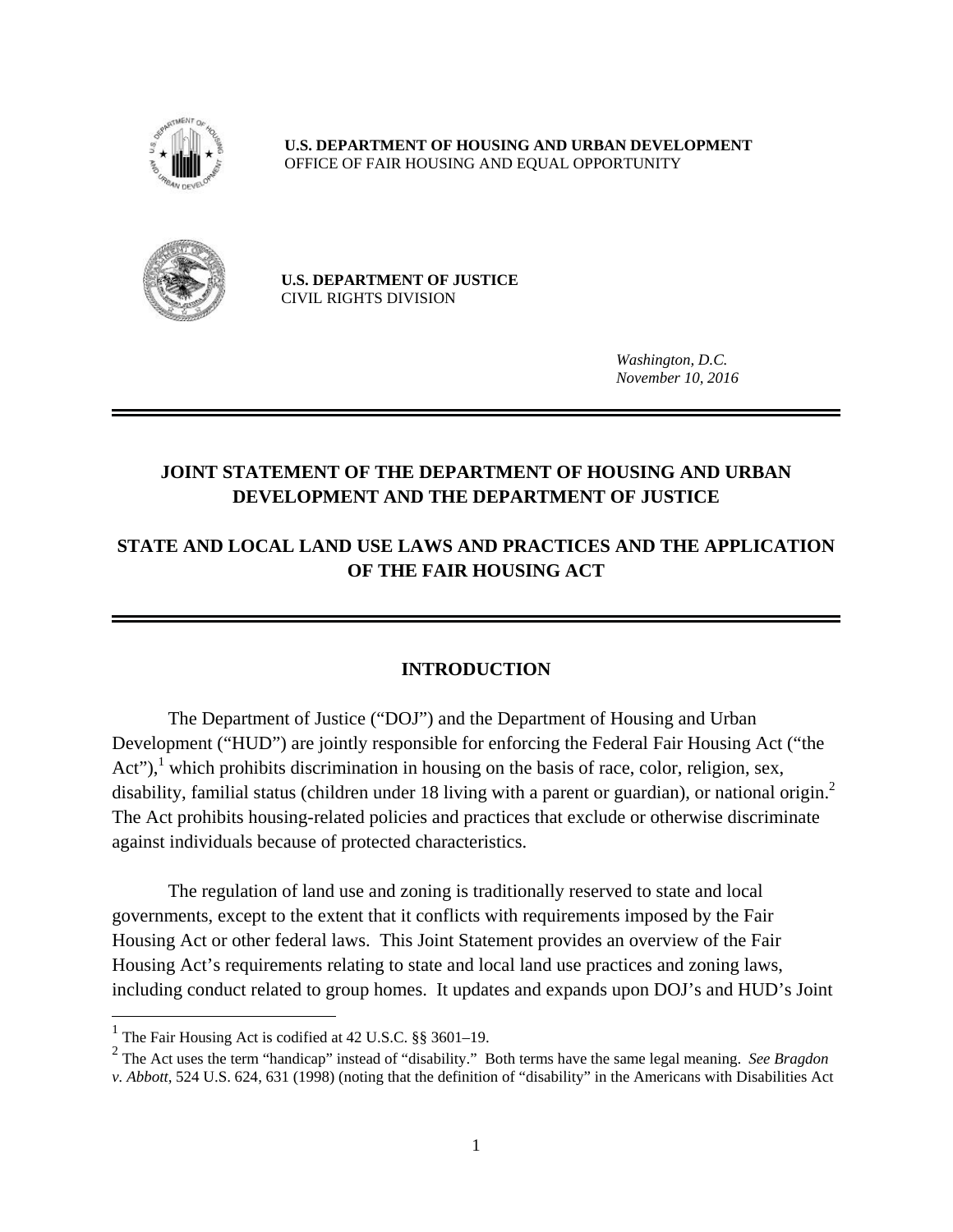**U.S. DEPARTMENT OF HOUSING AND URBAN DEVELOPMENT**
OFFICE OF FAIR HOUSING AND EQUAL OPPORTUNITY

**U.S. DEPARTMENT OF JUSTICE**
CIVIL RIGHTS DIVISION

*Washington, D.C.*
*November 10, 2016*

---

# JOINT STATEMENT OF THE DEPARTMENT OF HOUSING AND URBAN DEVELOPMENT AND THE DEPARTMENT OF JUSTICE

# STATE AND LOCAL LAND USE LAWS AND PRACTICES AND THE APPLICATION OF THE FAIR HOUSING ACT

---

## INTRODUCTION

The Department of Justice ("DOJ") and the Department of Housing and Urban Development ("HUD") are jointly responsible for enforcing the Federal Fair Housing Act ("the Act"),[1] which prohibits discrimination in housing on the basis of race, color, religion, sex, disability, familial status (children under 18 living with a parent or guardian), or national origin.[2] The Act prohibits housing-related policies and practices that exclude or otherwise discriminate against individuals because of protected characteristics.

The regulation of land use and zoning is traditionally reserved to state and local governments, except to the extent that it conflicts with requirements imposed by the Fair Housing Act or other federal laws. This Joint Statement provides an overview of the Fair Housing Act's requirements relating to state and local land use practices and zoning laws, including conduct related to group homes. It updates and expands upon DOJ's and HUD's Joint

---

[1] The Fair Housing Act is codified at 42 U.S.C. §§ 3601–19.

[2] The Act uses the term "handicap" instead of "disability." Both terms have the same legal meaning. *See Bragdon v. Abbott*, 524 U.S. 624, 631 (1998) (noting that the definition of "disability" in the Americans with Disabilities Act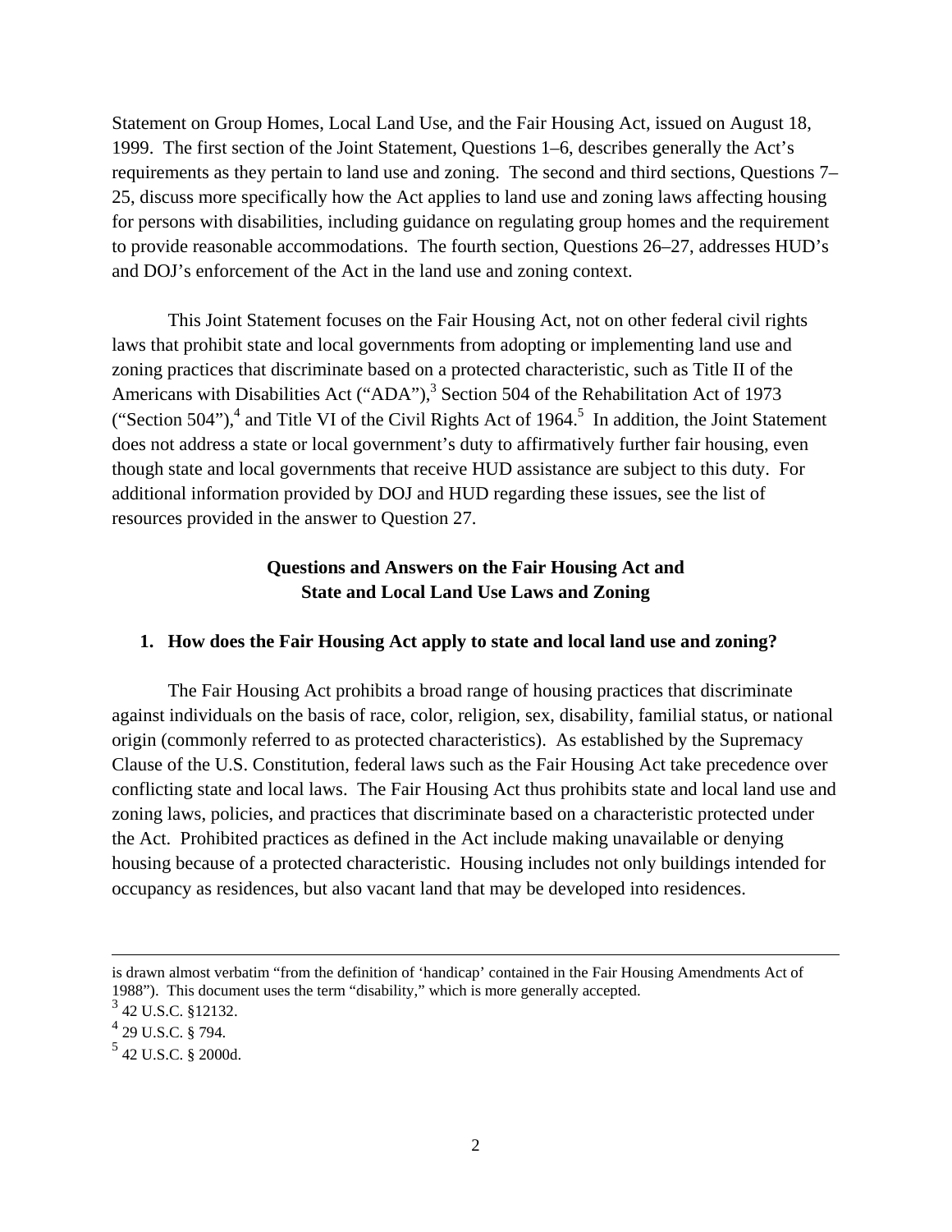Statement on Group Homes, Local Land Use, and the Fair Housing Act, issued on August 18, 1999. The first section of the Joint Statement, Questions 1–6, describes generally the Act's requirements as they pertain to land use and zoning. The second and third sections, Questions 7–25, discuss more specifically how the Act applies to land use and zoning laws affecting housing for persons with disabilities, including guidance on regulating group homes and the requirement to provide reasonable accommodations. The fourth section, Questions 26–27, addresses HUD's and DOJ's enforcement of the Act in the land use and zoning context.

This Joint Statement focuses on the Fair Housing Act, not on other federal civil rights laws that prohibit state and local governments from adopting or implementing land use and zoning practices that discriminate based on a protected characteristic, such as Title II of the Americans with Disabilities Act ("ADA"),[3] Section 504 of the Rehabilitation Act of 1973 ("Section 504"),[4] and Title VI of the Civil Rights Act of 1964.[5] In addition, the Joint Statement does not address a state or local government's duty to affirmatively further fair housing, even though state and local governments that receive HUD assistance are subject to this duty. For additional information provided by DOJ and HUD regarding these issues, see the list of resources provided in the answer to Question 27.

## Questions and Answers on the Fair Housing Act and State and Local Land Use Laws and Zoning

### 1. How does the Fair Housing Act apply to state and local land use and zoning?

The Fair Housing Act prohibits a broad range of housing practices that discriminate against individuals on the basis of race, color, religion, sex, disability, familial status, or national origin (commonly referred to as protected characteristics). As established by the Supremacy Clause of the U.S. Constitution, federal laws such as the Fair Housing Act take precedence over conflicting state and local laws. The Fair Housing Act thus prohibits state and local land use and zoning laws, policies, and practices that discriminate based on a characteristic protected under the Act. Prohibited practices as defined in the Act include making unavailable or denying housing because of a protected characteristic. Housing includes not only buildings intended for occupancy as residences, but also vacant land that may be developed into residences.

---

is drawn almost verbatim "from the definition of 'handicap' contained in the Fair Housing Amendments Act of 1988"). This document uses the term "disability," which is more generally accepted.

[3] 42 U.S.C. §12132.

[4] 29 U.S.C. § 794.

[5] 42 U.S.C. § 2000d.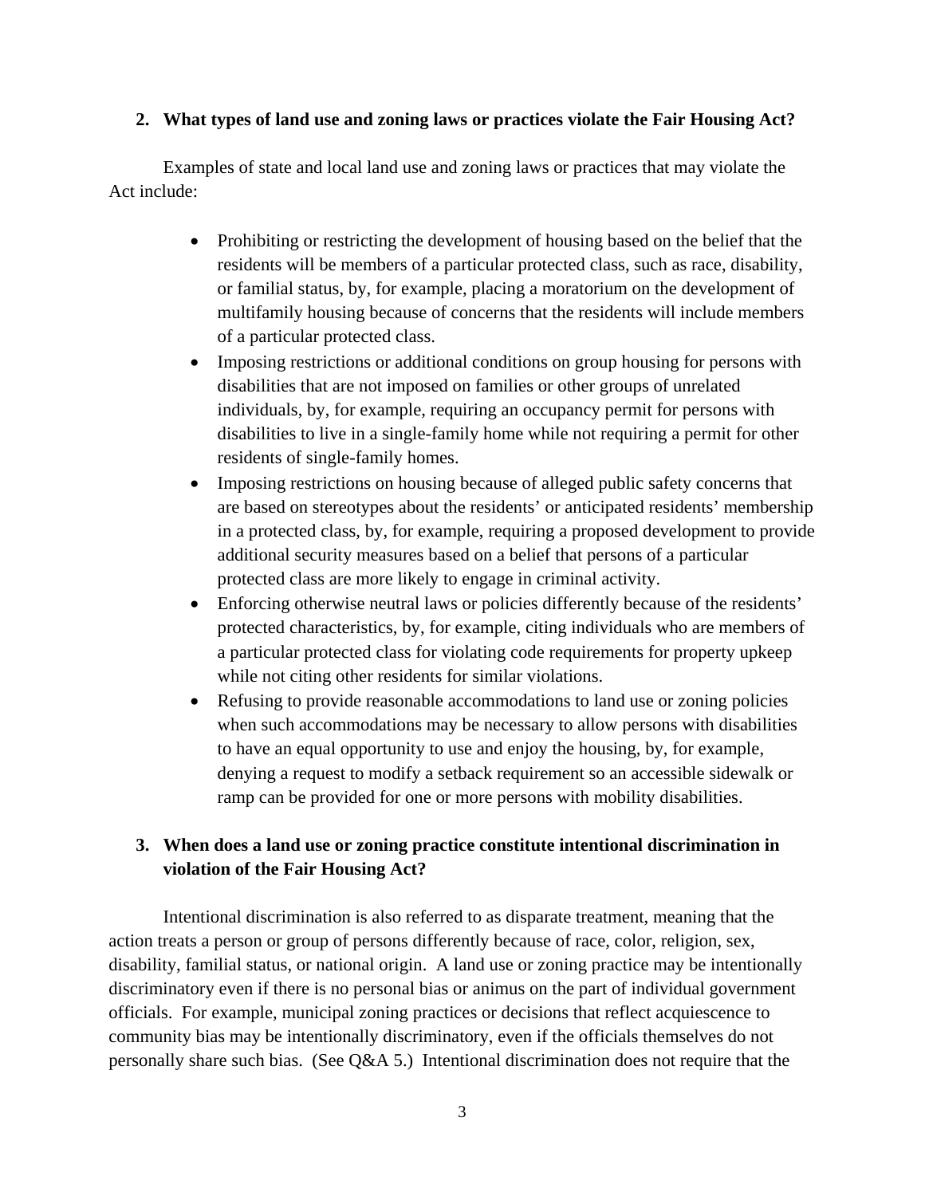**2. What types of land use and zoning laws or practices violate the Fair Housing Act?**

Examples of state and local land use and zoning laws or practices that may violate the Act include:

- Prohibiting or restricting the development of housing based on the belief that the residents will be members of a particular protected class, such as race, disability, or familial status, by, for example, placing a moratorium on the development of multifamily housing because of concerns that the residents will include members of a particular protected class.
- Imposing restrictions or additional conditions on group housing for persons with disabilities that are not imposed on families or other groups of unrelated individuals, by, for example, requiring an occupancy permit for persons with disabilities to live in a single-family home while not requiring a permit for other residents of single-family homes.
- Imposing restrictions on housing because of alleged public safety concerns that are based on stereotypes about the residents' or anticipated residents' membership in a protected class, by, for example, requiring a proposed development to provide additional security measures based on a belief that persons of a particular protected class are more likely to engage in criminal activity.
- Enforcing otherwise neutral laws or policies differently because of the residents' protected characteristics, by, for example, citing individuals who are members of a particular protected class for violating code requirements for property upkeep while not citing other residents for similar violations.
- Refusing to provide reasonable accommodations to land use or zoning policies when such accommodations may be necessary to allow persons with disabilities to have an equal opportunity to use and enjoy the housing, by, for example, denying a request to modify a setback requirement so an accessible sidewalk or ramp can be provided for one or more persons with mobility disabilities.

**3. When does a land use or zoning practice constitute intentional discrimination in violation of the Fair Housing Act?**

Intentional discrimination is also referred to as disparate treatment, meaning that the action treats a person or group of persons differently because of race, color, religion, sex, disability, familial status, or national origin. A land use or zoning practice may be intentionally discriminatory even if there is no personal bias or animus on the part of individual government officials. For example, municipal zoning practices or decisions that reflect acquiescence to community bias may be intentionally discriminatory, even if the officials themselves do not personally share such bias. (See Q&A 5.) Intentional discrimination does not require that the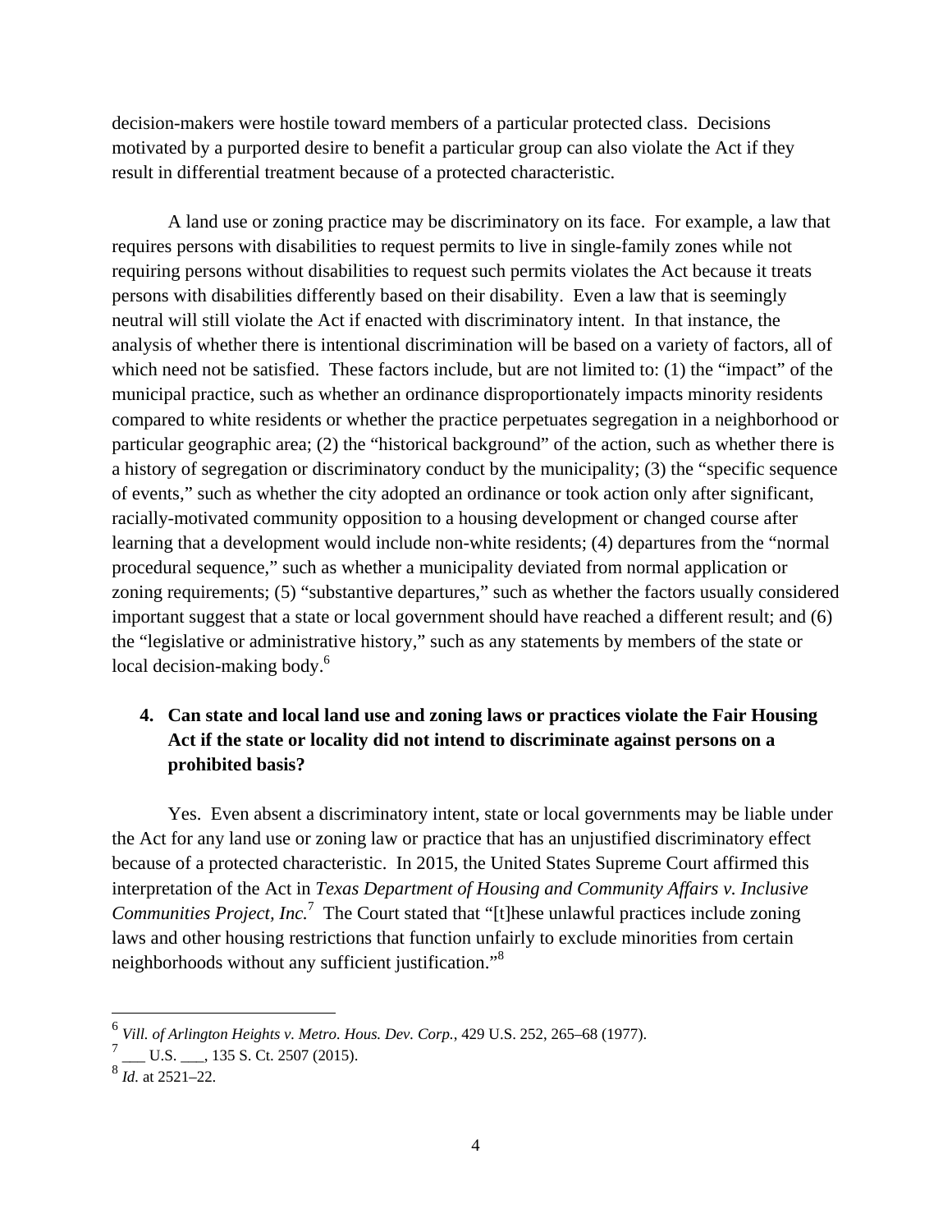decision-makers were hostile toward members of a particular protected class. Decisions motivated by a purported desire to benefit a particular group can also violate the Act if they result in differential treatment because of a protected characteristic.

A land use or zoning practice may be discriminatory on its face. For example, a law that requires persons with disabilities to request permits to live in single-family zones while not requiring persons without disabilities to request such permits violates the Act because it treats persons with disabilities differently based on their disability. Even a law that is seemingly neutral will still violate the Act if enacted with discriminatory intent. In that instance, the analysis of whether there is intentional discrimination will be based on a variety of factors, all of which need not be satisfied. These factors include, but are not limited to: (1) the "impact" of the municipal practice, such as whether an ordinance disproportionately impacts minority residents compared to white residents or whether the practice perpetuates segregation in a neighborhood or particular geographic area; (2) the "historical background" of the action, such as whether there is a history of segregation or discriminatory conduct by the municipality; (3) the "specific sequence of events," such as whether the city adopted an ordinance or took action only after significant, racially-motivated community opposition to a housing development or changed course after learning that a development would include non-white residents; (4) departures from the "normal procedural sequence," such as whether a municipality deviated from normal application or zoning requirements; (5) "substantive departures," such as whether the factors usually considered important suggest that a state or local government should have reached a different result; and (6) the "legislative or administrative history," such as any statements by members of the state or local decision-making body.[6]

### 4. Can state and local land use and zoning laws or practices violate the Fair Housing Act if the state or locality did not intend to discriminate against persons on a prohibited basis?

Yes. Even absent a discriminatory intent, state or local governments may be liable under the Act for any land use or zoning law or practice that has an unjustified discriminatory effect because of a protected characteristic. In 2015, the United States Supreme Court affirmed this interpretation of the Act in *Texas Department of Housing and Community Affairs v. Inclusive Communities Project, Inc.*[7] The Court stated that "[t]hese unlawful practices include zoning laws and other housing restrictions that function unfairly to exclude minorities from certain neighborhoods without any sufficient justification."[8]

---

[6] *Vill. of Arlington Heights v. Metro. Hous. Dev. Corp.*, 429 U.S. 252, 265–68 (1977).

[7] ___ U.S. ___, 135 S. Ct. 2507 (2015).

[8] *Id.* at 2521–22.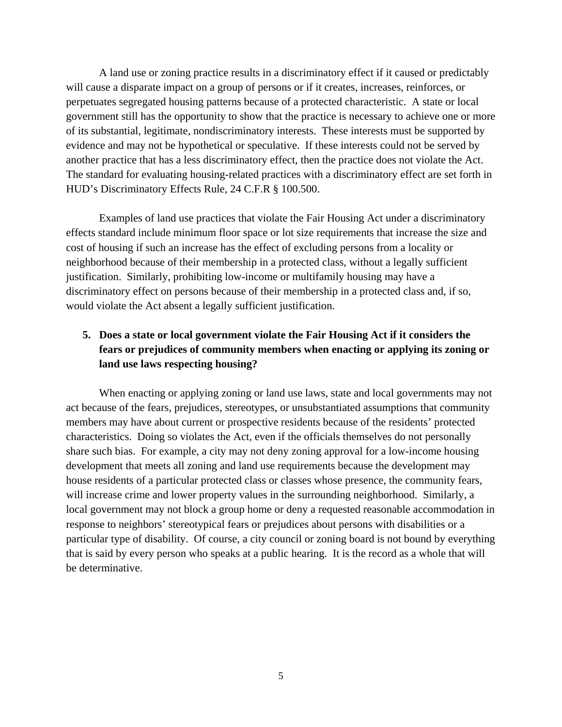A land use or zoning practice results in a discriminatory effect if it caused or predictably will cause a disparate impact on a group of persons or if it creates, increases, reinforces, or perpetuates segregated housing patterns because of a protected characteristic. A state or local government still has the opportunity to show that the practice is necessary to achieve one or more of its substantial, legitimate, nondiscriminatory interests. These interests must be supported by evidence and may not be hypothetical or speculative. If these interests could not be served by another practice that has a less discriminatory effect, then the practice does not violate the Act. The standard for evaluating housing-related practices with a discriminatory effect are set forth in HUD's Discriminatory Effects Rule, 24 C.F.R § 100.500.

Examples of land use practices that violate the Fair Housing Act under a discriminatory effects standard include minimum floor space or lot size requirements that increase the size and cost of housing if such an increase has the effect of excluding persons from a locality or neighborhood because of their membership in a protected class, without a legally sufficient justification. Similarly, prohibiting low-income or multifamily housing may have a discriminatory effect on persons because of their membership in a protected class and, if so, would violate the Act absent a legally sufficient justification.

**5. Does a state or local government violate the Fair Housing Act if it considers the fears or prejudices of community members when enacting or applying its zoning or land use laws respecting housing?**

When enacting or applying zoning or land use laws, state and local governments may not act because of the fears, prejudices, stereotypes, or unsubstantiated assumptions that community members may have about current or prospective residents because of the residents' protected characteristics. Doing so violates the Act, even if the officials themselves do not personally share such bias. For example, a city may not deny zoning approval for a low-income housing development that meets all zoning and land use requirements because the development may house residents of a particular protected class or classes whose presence, the community fears, will increase crime and lower property values in the surrounding neighborhood. Similarly, a local government may not block a group home or deny a requested reasonable accommodation in response to neighbors' stereotypical fears or prejudices about persons with disabilities or a particular type of disability. Of course, a city council or zoning board is not bound by everything that is said by every person who speaks at a public hearing. It is the record as a whole that will be determinative.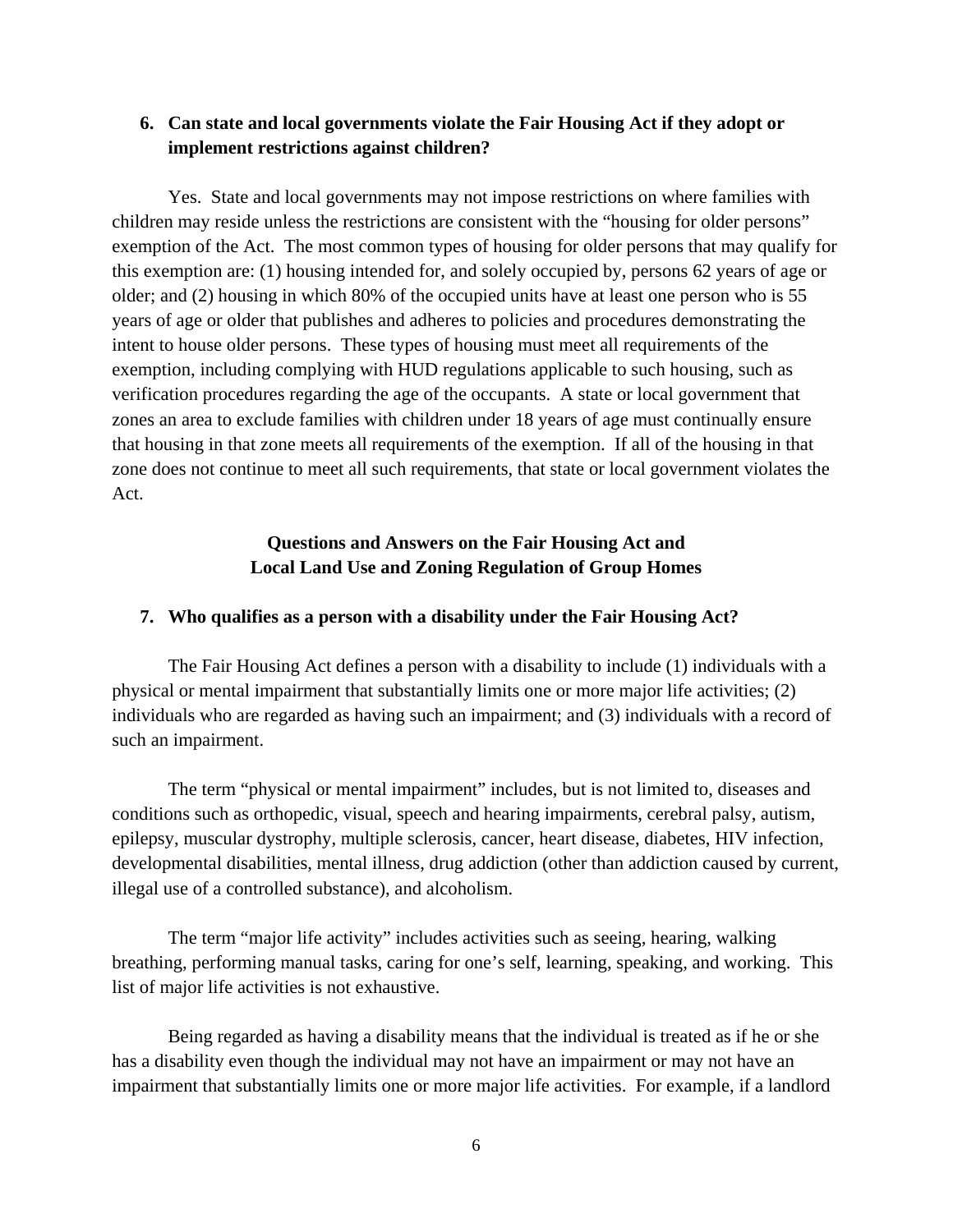**6. Can state and local governments violate the Fair Housing Act if they adopt or implement restrictions against children?**

Yes. State and local governments may not impose restrictions on where families with children may reside unless the restrictions are consistent with the "housing for older persons" exemption of the Act. The most common types of housing for older persons that may qualify for this exemption are: (1) housing intended for, and solely occupied by, persons 62 years of age or older; and (2) housing in which 80% of the occupied units have at least one person who is 55 years of age or older that publishes and adheres to policies and procedures demonstrating the intent to house older persons. These types of housing must meet all requirements of the exemption, including complying with HUD regulations applicable to such housing, such as verification procedures regarding the age of the occupants. A state or local government that zones an area to exclude families with children under 18 years of age must continually ensure that housing in that zone meets all requirements of the exemption. If all of the housing in that zone does not continue to meet all such requirements, that state or local government violates the Act.

## Questions and Answers on the Fair Housing Act and Local Land Use and Zoning Regulation of Group Homes

**7. Who qualifies as a person with a disability under the Fair Housing Act?**

The Fair Housing Act defines a person with a disability to include (1) individuals with a physical or mental impairment that substantially limits one or more major life activities; (2) individuals who are regarded as having such an impairment; and (3) individuals with a record of such an impairment.

The term "physical or mental impairment" includes, but is not limited to, diseases and conditions such as orthopedic, visual, speech and hearing impairments, cerebral palsy, autism, epilepsy, muscular dystrophy, multiple sclerosis, cancer, heart disease, diabetes, HIV infection, developmental disabilities, mental illness, drug addiction (other than addiction caused by current, illegal use of a controlled substance), and alcoholism.

The term "major life activity" includes activities such as seeing, hearing, walking breathing, performing manual tasks, caring for one's self, learning, speaking, and working. This list of major life activities is not exhaustive.

Being regarded as having a disability means that the individual is treated as if he or she has a disability even though the individual may not have an impairment or may not have an impairment that substantially limits one or more major life activities. For example, if a landlord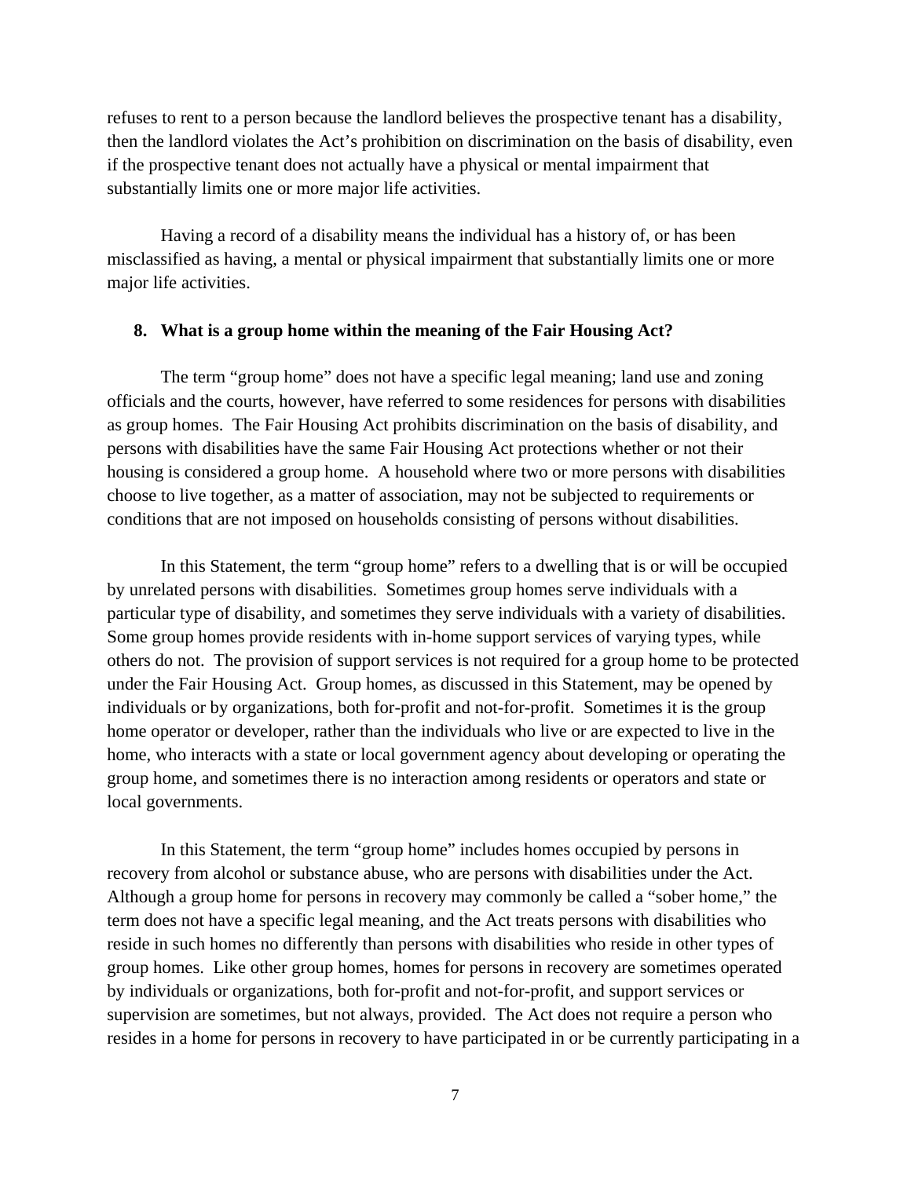refuses to rent to a person because the landlord believes the prospective tenant has a disability, then the landlord violates the Act's prohibition on discrimination on the basis of disability, even if the prospective tenant does not actually have a physical or mental impairment that substantially limits one or more major life activities.

Having a record of a disability means the individual has a history of, or has been misclassified as having, a mental or physical impairment that substantially limits one or more major life activities.

**8. What is a group home within the meaning of the Fair Housing Act?**

The term "group home" does not have a specific legal meaning; land use and zoning officials and the courts, however, have referred to some residences for persons with disabilities as group homes. The Fair Housing Act prohibits discrimination on the basis of disability, and persons with disabilities have the same Fair Housing Act protections whether or not their housing is considered a group home. A household where two or more persons with disabilities choose to live together, as a matter of association, may not be subjected to requirements or conditions that are not imposed on households consisting of persons without disabilities.

In this Statement, the term "group home" refers to a dwelling that is or will be occupied by unrelated persons with disabilities. Sometimes group homes serve individuals with a particular type of disability, and sometimes they serve individuals with a variety of disabilities. Some group homes provide residents with in-home support services of varying types, while others do not. The provision of support services is not required for a group home to be protected under the Fair Housing Act. Group homes, as discussed in this Statement, may be opened by individuals or by organizations, both for-profit and not-for-profit. Sometimes it is the group home operator or developer, rather than the individuals who live or are expected to live in the home, who interacts with a state or local government agency about developing or operating the group home, and sometimes there is no interaction among residents or operators and state or local governments.

In this Statement, the term "group home" includes homes occupied by persons in recovery from alcohol or substance abuse, who are persons with disabilities under the Act. Although a group home for persons in recovery may commonly be called a "sober home," the term does not have a specific legal meaning, and the Act treats persons with disabilities who reside in such homes no differently than persons with disabilities who reside in other types of group homes. Like other group homes, homes for persons in recovery are sometimes operated by individuals or organizations, both for-profit and not-for-profit, and support services or supervision are sometimes, but not always, provided. The Act does not require a person who resides in a home for persons in recovery to have participated in or be currently participating in a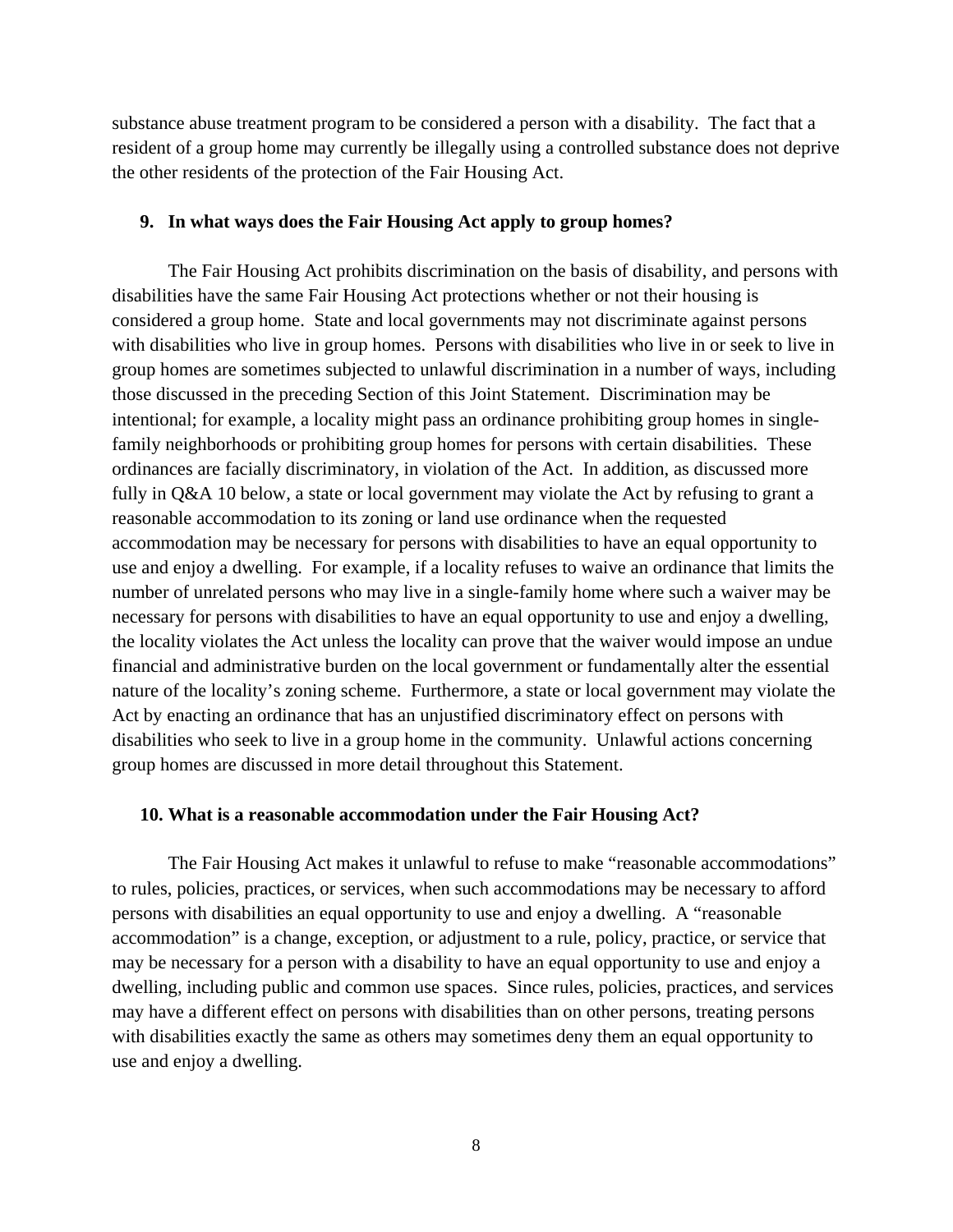substance abuse treatment program to be considered a person with a disability. The fact that a resident of a group home may currently be illegally using a controlled substance does not deprive the other residents of the protection of the Fair Housing Act.

### 9. In what ways does the Fair Housing Act apply to group homes?

The Fair Housing Act prohibits discrimination on the basis of disability, and persons with disabilities have the same Fair Housing Act protections whether or not their housing is considered a group home. State and local governments may not discriminate against persons with disabilities who live in group homes. Persons with disabilities who live in or seek to live in group homes are sometimes subjected to unlawful discrimination in a number of ways, including those discussed in the preceding Section of this Joint Statement. Discrimination may be intentional; for example, a locality might pass an ordinance prohibiting group homes in single-family neighborhoods or prohibiting group homes for persons with certain disabilities. These ordinances are facially discriminatory, in violation of the Act. In addition, as discussed more fully in Q&A 10 below, a state or local government may violate the Act by refusing to grant a reasonable accommodation to its zoning or land use ordinance when the requested accommodation may be necessary for persons with disabilities to have an equal opportunity to use and enjoy a dwelling. For example, if a locality refuses to waive an ordinance that limits the number of unrelated persons who may live in a single-family home where such a waiver may be necessary for persons with disabilities to have an equal opportunity to use and enjoy a dwelling, the locality violates the Act unless the locality can prove that the waiver would impose an undue financial and administrative burden on the local government or fundamentally alter the essential nature of the locality's zoning scheme. Furthermore, a state or local government may violate the Act by enacting an ordinance that has an unjustified discriminatory effect on persons with disabilities who seek to live in a group home in the community. Unlawful actions concerning group homes are discussed in more detail throughout this Statement.

### 10. What is a reasonable accommodation under the Fair Housing Act?

The Fair Housing Act makes it unlawful to refuse to make "reasonable accommodations" to rules, policies, practices, or services, when such accommodations may be necessary to afford persons with disabilities an equal opportunity to use and enjoy a dwelling. A "reasonable accommodation" is a change, exception, or adjustment to a rule, policy, practice, or service that may be necessary for a person with a disability to have an equal opportunity to use and enjoy a dwelling, including public and common use spaces. Since rules, policies, practices, and services may have a different effect on persons with disabilities than on other persons, treating persons with disabilities exactly the same as others may sometimes deny them an equal opportunity to use and enjoy a dwelling.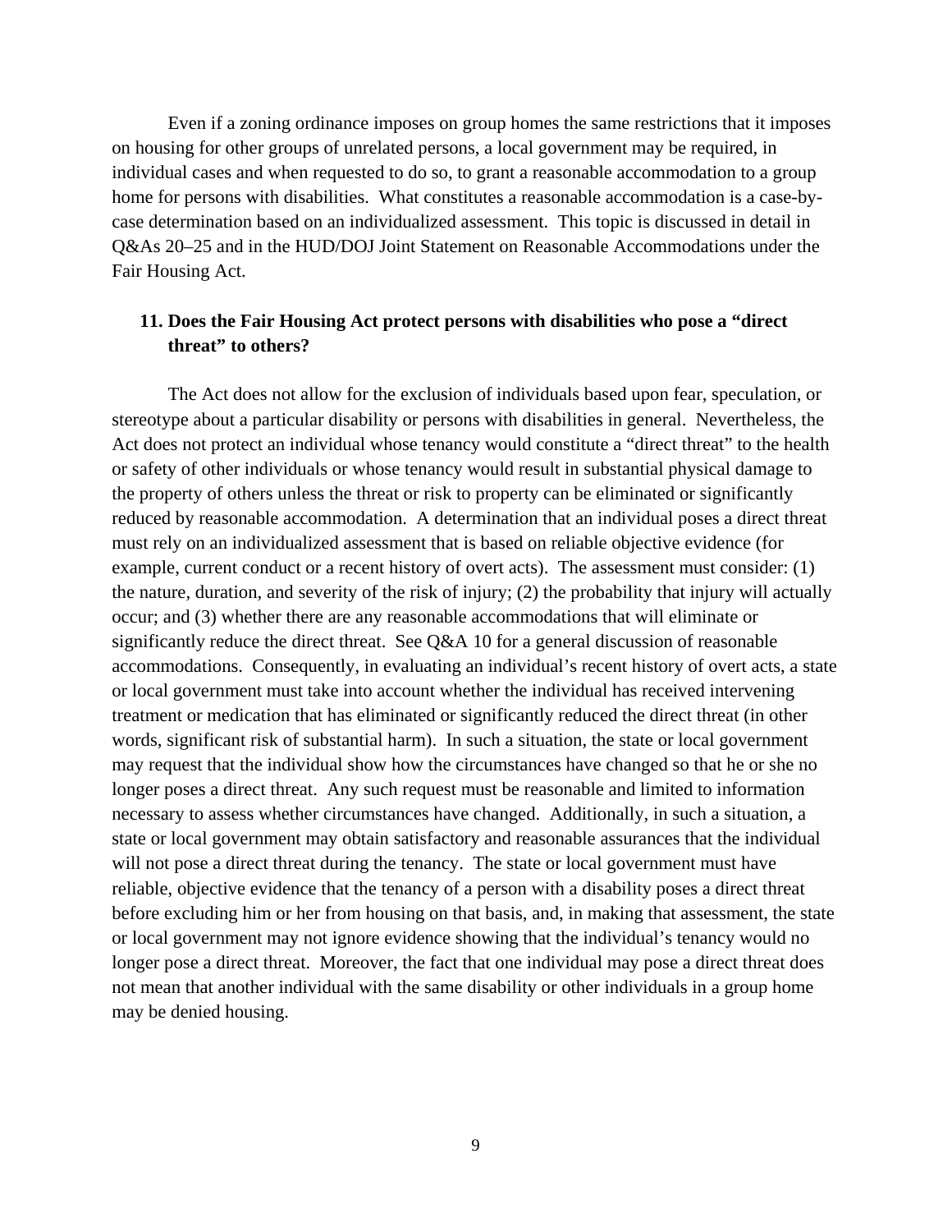Even if a zoning ordinance imposes on group homes the same restrictions that it imposes on housing for other groups of unrelated persons, a local government may be required, in individual cases and when requested to do so, to grant a reasonable accommodation to a group home for persons with disabilities. What constitutes a reasonable accommodation is a case-by-case determination based on an individualized assessment. This topic is discussed in detail in Q&As 20–25 and in the HUD/DOJ Joint Statement on Reasonable Accommodations under the Fair Housing Act.

## 11. Does the Fair Housing Act protect persons with disabilities who pose a "direct threat" to others?

The Act does not allow for the exclusion of individuals based upon fear, speculation, or stereotype about a particular disability or persons with disabilities in general. Nevertheless, the Act does not protect an individual whose tenancy would constitute a "direct threat" to the health or safety of other individuals or whose tenancy would result in substantial physical damage to the property of others unless the threat or risk to property can be eliminated or significantly reduced by reasonable accommodation. A determination that an individual poses a direct threat must rely on an individualized assessment that is based on reliable objective evidence (for example, current conduct or a recent history of overt acts). The assessment must consider: (1) the nature, duration, and severity of the risk of injury; (2) the probability that injury will actually occur; and (3) whether there are any reasonable accommodations that will eliminate or significantly reduce the direct threat. See Q&A 10 for a general discussion of reasonable accommodations. Consequently, in evaluating an individual's recent history of overt acts, a state or local government must take into account whether the individual has received intervening treatment or medication that has eliminated or significantly reduced the direct threat (in other words, significant risk of substantial harm). In such a situation, the state or local government may request that the individual show how the circumstances have changed so that he or she no longer poses a direct threat. Any such request must be reasonable and limited to information necessary to assess whether circumstances have changed. Additionally, in such a situation, a state or local government may obtain satisfactory and reasonable assurances that the individual will not pose a direct threat during the tenancy. The state or local government must have reliable, objective evidence that the tenancy of a person with a disability poses a direct threat before excluding him or her from housing on that basis, and, in making that assessment, the state or local government may not ignore evidence showing that the individual's tenancy would no longer pose a direct threat. Moreover, the fact that one individual may pose a direct threat does not mean that another individual with the same disability or other individuals in a group home may be denied housing.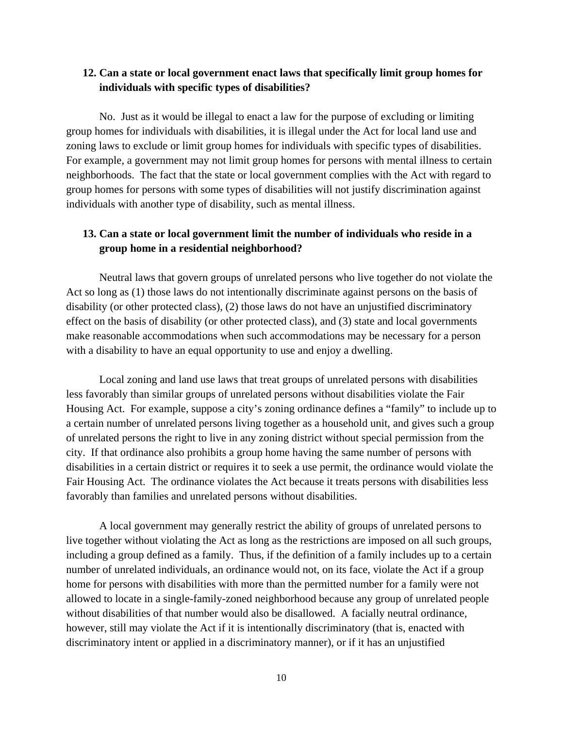**12. Can a state or local government enact laws that specifically limit group homes for individuals with specific types of disabilities?**

No. Just as it would be illegal to enact a law for the purpose of excluding or limiting group homes for individuals with disabilities, it is illegal under the Act for local land use and zoning laws to exclude or limit group homes for individuals with specific types of disabilities. For example, a government may not limit group homes for persons with mental illness to certain neighborhoods. The fact that the state or local government complies with the Act with regard to group homes for persons with some types of disabilities will not justify discrimination against individuals with another type of disability, such as mental illness.

**13. Can a state or local government limit the number of individuals who reside in a group home in a residential neighborhood?**

Neutral laws that govern groups of unrelated persons who live together do not violate the Act so long as (1) those laws do not intentionally discriminate against persons on the basis of disability (or other protected class), (2) those laws do not have an unjustified discriminatory effect on the basis of disability (or other protected class), and (3) state and local governments make reasonable accommodations when such accommodations may be necessary for a person with a disability to have an equal opportunity to use and enjoy a dwelling.

Local zoning and land use laws that treat groups of unrelated persons with disabilities less favorably than similar groups of unrelated persons without disabilities violate the Fair Housing Act. For example, suppose a city's zoning ordinance defines a "family" to include up to a certain number of unrelated persons living together as a household unit, and gives such a group of unrelated persons the right to live in any zoning district without special permission from the city. If that ordinance also prohibits a group home having the same number of persons with disabilities in a certain district or requires it to seek a use permit, the ordinance would violate the Fair Housing Act. The ordinance violates the Act because it treats persons with disabilities less favorably than families and unrelated persons without disabilities.

A local government may generally restrict the ability of groups of unrelated persons to live together without violating the Act as long as the restrictions are imposed on all such groups, including a group defined as a family. Thus, if the definition of a family includes up to a certain number of unrelated individuals, an ordinance would not, on its face, violate the Act if a group home for persons with disabilities with more than the permitted number for a family were not allowed to locate in a single-family-zoned neighborhood because any group of unrelated people without disabilities of that number would also be disallowed. A facially neutral ordinance, however, still may violate the Act if it is intentionally discriminatory (that is, enacted with discriminatory intent or applied in a discriminatory manner), or if it has an unjustified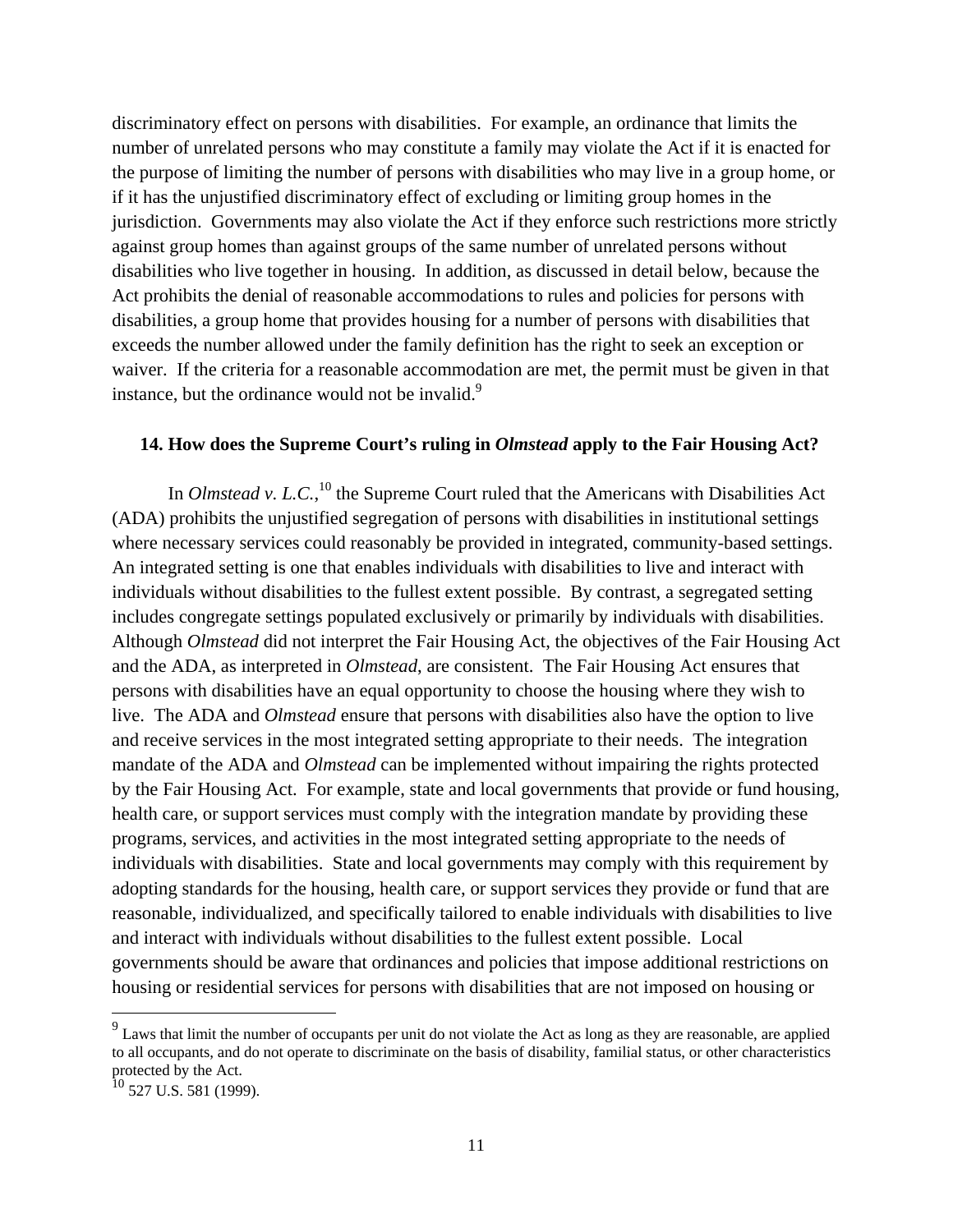discriminatory effect on persons with disabilities. For example, an ordinance that limits the number of unrelated persons who may constitute a family may violate the Act if it is enacted for the purpose of limiting the number of persons with disabilities who may live in a group home, or if it has the unjustified discriminatory effect of excluding or limiting group homes in the jurisdiction. Governments may also violate the Act if they enforce such restrictions more strictly against group homes than against groups of the same number of unrelated persons without disabilities who live together in housing. In addition, as discussed in detail below, because the Act prohibits the denial of reasonable accommodations to rules and policies for persons with disabilities, a group home that provides housing for a number of persons with disabilities that exceeds the number allowed under the family definition has the right to seek an exception or waiver. If the criteria for a reasonable accommodation are met, the permit must be given in that instance, but the ordinance would not be invalid.[9]

### 14. How does the Supreme Court's ruling in *Olmstead* apply to the Fair Housing Act?

In *Olmstead v. L.C.*,[10] the Supreme Court ruled that the Americans with Disabilities Act (ADA) prohibits the unjustified segregation of persons with disabilities in institutional settings where necessary services could reasonably be provided in integrated, community-based settings. An integrated setting is one that enables individuals with disabilities to live and interact with individuals without disabilities to the fullest extent possible. By contrast, a segregated setting includes congregate settings populated exclusively or primarily by individuals with disabilities. Although *Olmstead* did not interpret the Fair Housing Act, the objectives of the Fair Housing Act and the ADA, as interpreted in *Olmstead*, are consistent. The Fair Housing Act ensures that persons with disabilities have an equal opportunity to choose the housing where they wish to live. The ADA and *Olmstead* ensure that persons with disabilities also have the option to live and receive services in the most integrated setting appropriate to their needs. The integration mandate of the ADA and *Olmstead* can be implemented without impairing the rights protected by the Fair Housing Act. For example, state and local governments that provide or fund housing, health care, or support services must comply with the integration mandate by providing these programs, services, and activities in the most integrated setting appropriate to the needs of individuals with disabilities. State and local governments may comply with this requirement by adopting standards for the housing, health care, or support services they provide or fund that are reasonable, individualized, and specifically tailored to enable individuals with disabilities to live and interact with individuals without disabilities to the fullest extent possible. Local governments should be aware that ordinances and policies that impose additional restrictions on housing or residential services for persons with disabilities that are not imposed on housing or

---

[9] Laws that limit the number of occupants per unit do not violate the Act as long as they are reasonable, are applied to all occupants, and do not operate to discriminate on the basis of disability, familial status, or other characteristics protected by the Act.

[10] 527 U.S. 581 (1999).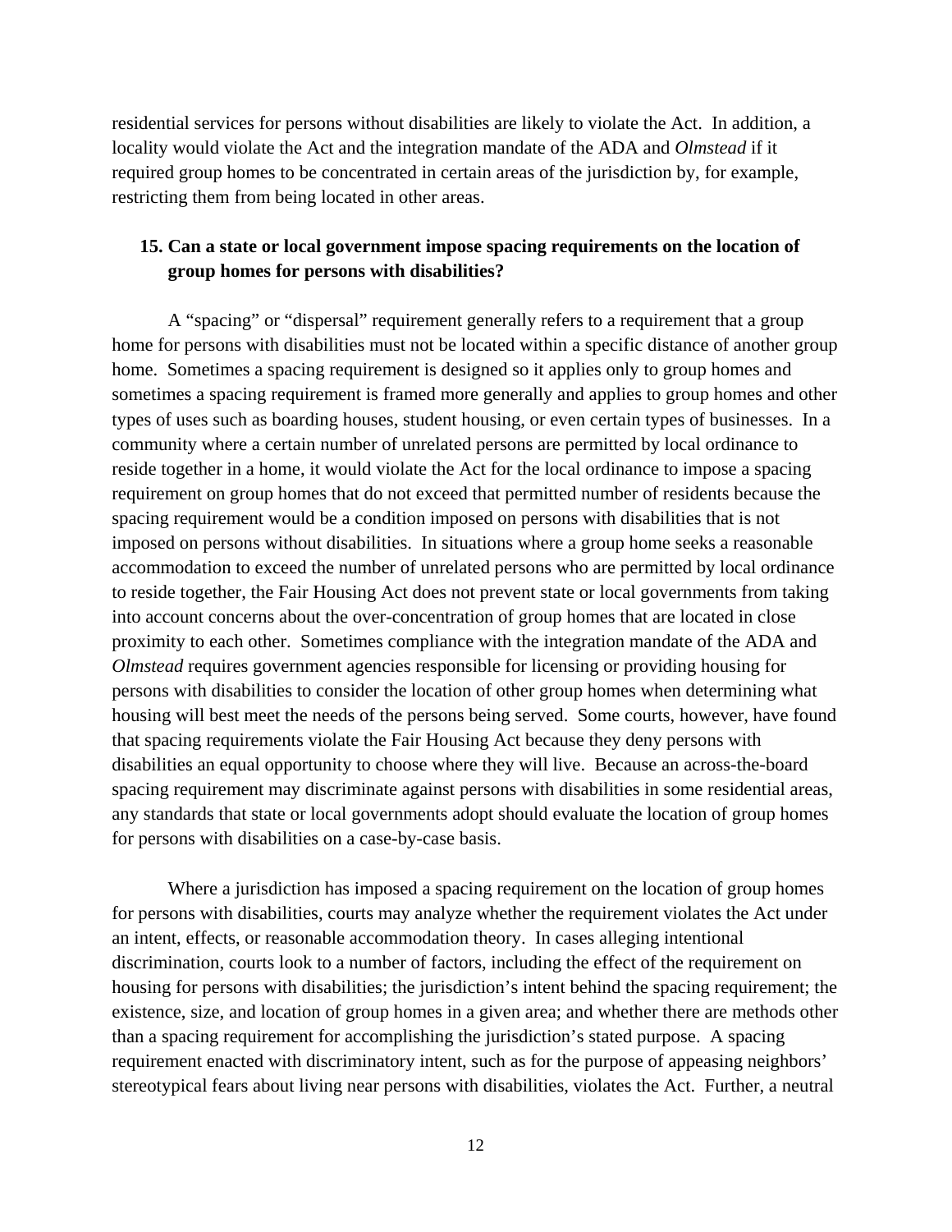residential services for persons without disabilities are likely to violate the Act. In addition, a locality would violate the Act and the integration mandate of the ADA and *Olmstead* if it required group homes to be concentrated in certain areas of the jurisdiction by, for example, restricting them from being located in other areas.

### 15. Can a state or local government impose spacing requirements on the location of group homes for persons with disabilities?

A "spacing" or "dispersal" requirement generally refers to a requirement that a group home for persons with disabilities must not be located within a specific distance of another group home. Sometimes a spacing requirement is designed so it applies only to group homes and sometimes a spacing requirement is framed more generally and applies to group homes and other types of uses such as boarding houses, student housing, or even certain types of businesses. In a community where a certain number of unrelated persons are permitted by local ordinance to reside together in a home, it would violate the Act for the local ordinance to impose a spacing requirement on group homes that do not exceed that permitted number of residents because the spacing requirement would be a condition imposed on persons with disabilities that is not imposed on persons without disabilities. In situations where a group home seeks a reasonable accommodation to exceed the number of unrelated persons who are permitted by local ordinance to reside together, the Fair Housing Act does not prevent state or local governments from taking into account concerns about the over-concentration of group homes that are located in close proximity to each other. Sometimes compliance with the integration mandate of the ADA and *Olmstead* requires government agencies responsible for licensing or providing housing for persons with disabilities to consider the location of other group homes when determining what housing will best meet the needs of the persons being served. Some courts, however, have found that spacing requirements violate the Fair Housing Act because they deny persons with disabilities an equal opportunity to choose where they will live. Because an across-the-board spacing requirement may discriminate against persons with disabilities in some residential areas, any standards that state or local governments adopt should evaluate the location of group homes for persons with disabilities on a case-by-case basis.

Where a jurisdiction has imposed a spacing requirement on the location of group homes for persons with disabilities, courts may analyze whether the requirement violates the Act under an intent, effects, or reasonable accommodation theory. In cases alleging intentional discrimination, courts look to a number of factors, including the effect of the requirement on housing for persons with disabilities; the jurisdiction's intent behind the spacing requirement; the existence, size, and location of group homes in a given area; and whether there are methods other than a spacing requirement for accomplishing the jurisdiction's stated purpose. A spacing requirement enacted with discriminatory intent, such as for the purpose of appeasing neighbors' stereotypical fears about living near persons with disabilities, violates the Act. Further, a neutral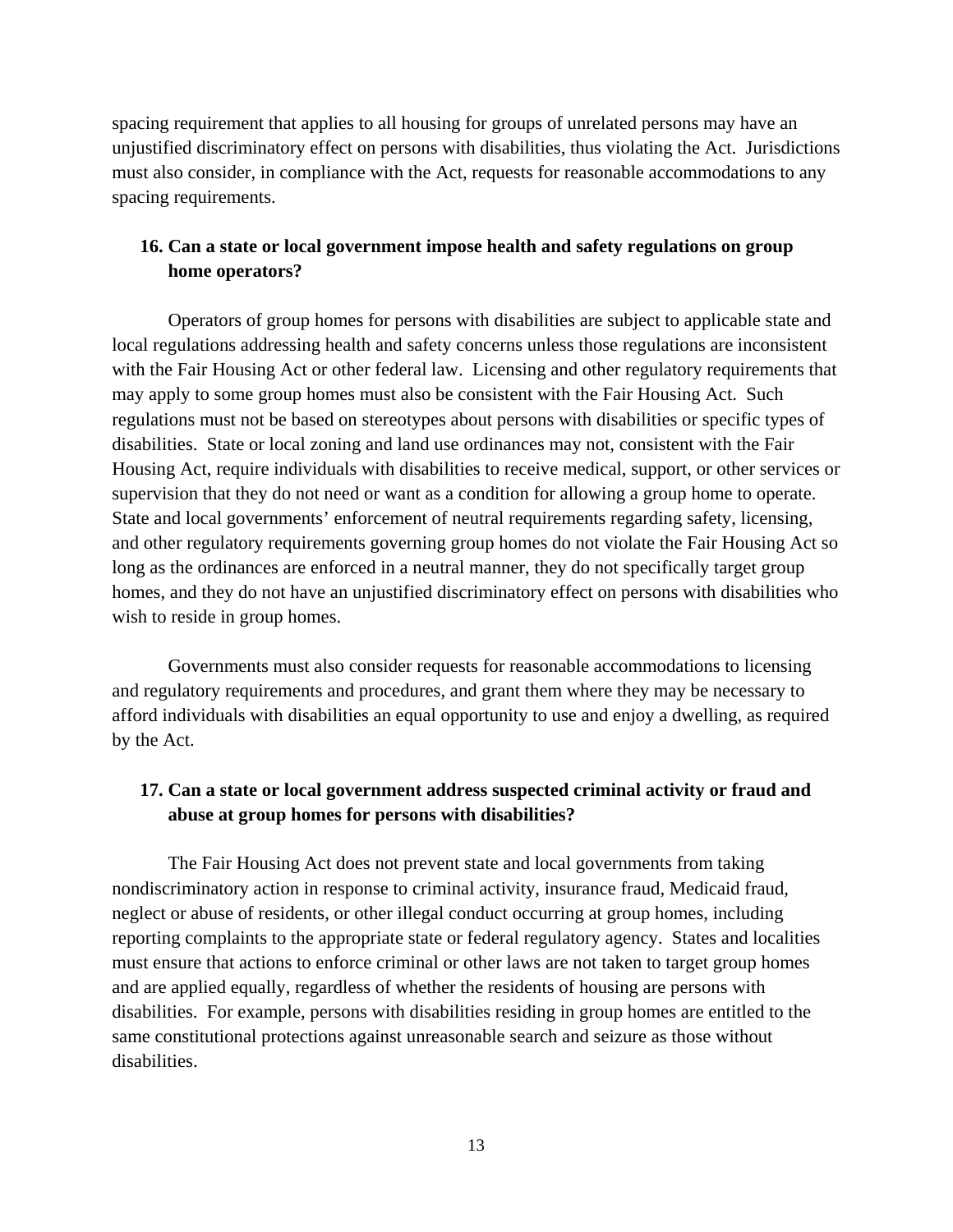spacing requirement that applies to all housing for groups of unrelated persons may have an unjustified discriminatory effect on persons with disabilities, thus violating the Act. Jurisdictions must also consider, in compliance with the Act, requests for reasonable accommodations to any spacing requirements.

**16. Can a state or local government impose health and safety regulations on group home operators?**

Operators of group homes for persons with disabilities are subject to applicable state and local regulations addressing health and safety concerns unless those regulations are inconsistent with the Fair Housing Act or other federal law. Licensing and other regulatory requirements that may apply to some group homes must also be consistent with the Fair Housing Act. Such regulations must not be based on stereotypes about persons with disabilities or specific types of disabilities. State or local zoning and land use ordinances may not, consistent with the Fair Housing Act, require individuals with disabilities to receive medical, support, or other services or supervision that they do not need or want as a condition for allowing a group home to operate. State and local governments' enforcement of neutral requirements regarding safety, licensing, and other regulatory requirements governing group homes do not violate the Fair Housing Act so long as the ordinances are enforced in a neutral manner, they do not specifically target group homes, and they do not have an unjustified discriminatory effect on persons with disabilities who wish to reside in group homes.

Governments must also consider requests for reasonable accommodations to licensing and regulatory requirements and procedures, and grant them where they may be necessary to afford individuals with disabilities an equal opportunity to use and enjoy a dwelling, as required by the Act.

**17. Can a state or local government address suspected criminal activity or fraud and abuse at group homes for persons with disabilities?**

The Fair Housing Act does not prevent state and local governments from taking nondiscriminatory action in response to criminal activity, insurance fraud, Medicaid fraud, neglect or abuse of residents, or other illegal conduct occurring at group homes, including reporting complaints to the appropriate state or federal regulatory agency. States and localities must ensure that actions to enforce criminal or other laws are not taken to target group homes and are applied equally, regardless of whether the residents of housing are persons with disabilities. For example, persons with disabilities residing in group homes are entitled to the same constitutional protections against unreasonable search and seizure as those without disabilities.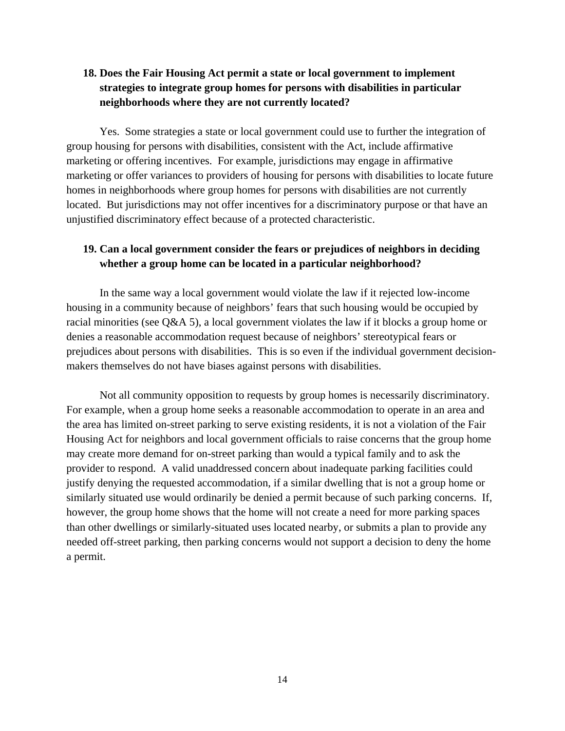**18. Does the Fair Housing Act permit a state or local government to implement strategies to integrate group homes for persons with disabilities in particular neighborhoods where they are not currently located?**

Yes. Some strategies a state or local government could use to further the integration of group housing for persons with disabilities, consistent with the Act, include affirmative marketing or offering incentives. For example, jurisdictions may engage in affirmative marketing or offer variances to providers of housing for persons with disabilities to locate future homes in neighborhoods where group homes for persons with disabilities are not currently located. But jurisdictions may not offer incentives for a discriminatory purpose or that have an unjustified discriminatory effect because of a protected characteristic.

**19. Can a local government consider the fears or prejudices of neighbors in deciding whether a group home can be located in a particular neighborhood?**

In the same way a local government would violate the law if it rejected low-income housing in a community because of neighbors' fears that such housing would be occupied by racial minorities (see Q&A 5), a local government violates the law if it blocks a group home or denies a reasonable accommodation request because of neighbors' stereotypical fears or prejudices about persons with disabilities. This is so even if the individual government decision-makers themselves do not have biases against persons with disabilities.

Not all community opposition to requests by group homes is necessarily discriminatory. For example, when a group home seeks a reasonable accommodation to operate in an area and the area has limited on-street parking to serve existing residents, it is not a violation of the Fair Housing Act for neighbors and local government officials to raise concerns that the group home may create more demand for on-street parking than would a typical family and to ask the provider to respond. A valid unaddressed concern about inadequate parking facilities could justify denying the requested accommodation, if a similar dwelling that is not a group home or similarly situated use would ordinarily be denied a permit because of such parking concerns. If, however, the group home shows that the home will not create a need for more parking spaces than other dwellings or similarly-situated uses located nearby, or submits a plan to provide any needed off-street parking, then parking concerns would not support a decision to deny the home a permit.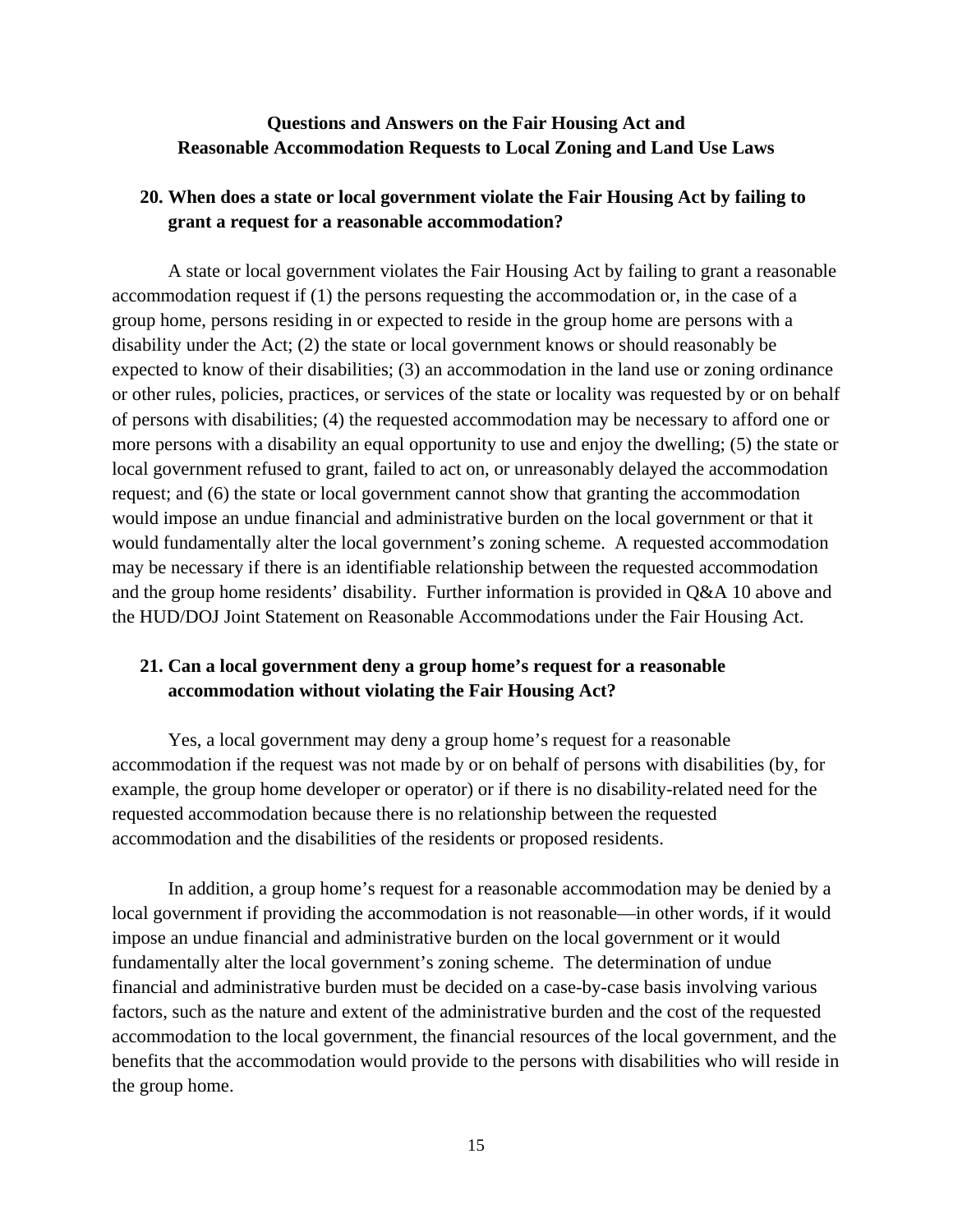**Questions and Answers on the Fair Housing Act and Reasonable Accommodation Requests to Local Zoning and Land Use Laws**

**20. When does a state or local government violate the Fair Housing Act by failing to grant a request for a reasonable accommodation?**

A state or local government violates the Fair Housing Act by failing to grant a reasonable accommodation request if (1) the persons requesting the accommodation or, in the case of a group home, persons residing in or expected to reside in the group home are persons with a disability under the Act; (2) the state or local government knows or should reasonably be expected to know of their disabilities; (3) an accommodation in the land use or zoning ordinance or other rules, policies, practices, or services of the state or locality was requested by or on behalf of persons with disabilities; (4) the requested accommodation may be necessary to afford one or more persons with a disability an equal opportunity to use and enjoy the dwelling; (5) the state or local government refused to grant, failed to act on, or unreasonably delayed the accommodation request; and (6) the state or local government cannot show that granting the accommodation would impose an undue financial and administrative burden on the local government or that it would fundamentally alter the local government's zoning scheme. A requested accommodation may be necessary if there is an identifiable relationship between the requested accommodation and the group home residents' disability. Further information is provided in Q&A 10 above and the HUD/DOJ Joint Statement on Reasonable Accommodations under the Fair Housing Act.

**21. Can a local government deny a group home's request for a reasonable accommodation without violating the Fair Housing Act?**

Yes, a local government may deny a group home's request for a reasonable accommodation if the request was not made by or on behalf of persons with disabilities (by, for example, the group home developer or operator) or if there is no disability-related need for the requested accommodation because there is no relationship between the requested accommodation and the disabilities of the residents or proposed residents.

In addition, a group home's request for a reasonable accommodation may be denied by a local government if providing the accommodation is not reasonable—in other words, if it would impose an undue financial and administrative burden on the local government or it would fundamentally alter the local government's zoning scheme. The determination of undue financial and administrative burden must be decided on a case-by-case basis involving various factors, such as the nature and extent of the administrative burden and the cost of the requested accommodation to the local government, the financial resources of the local government, and the benefits that the accommodation would provide to the persons with disabilities who will reside in the group home.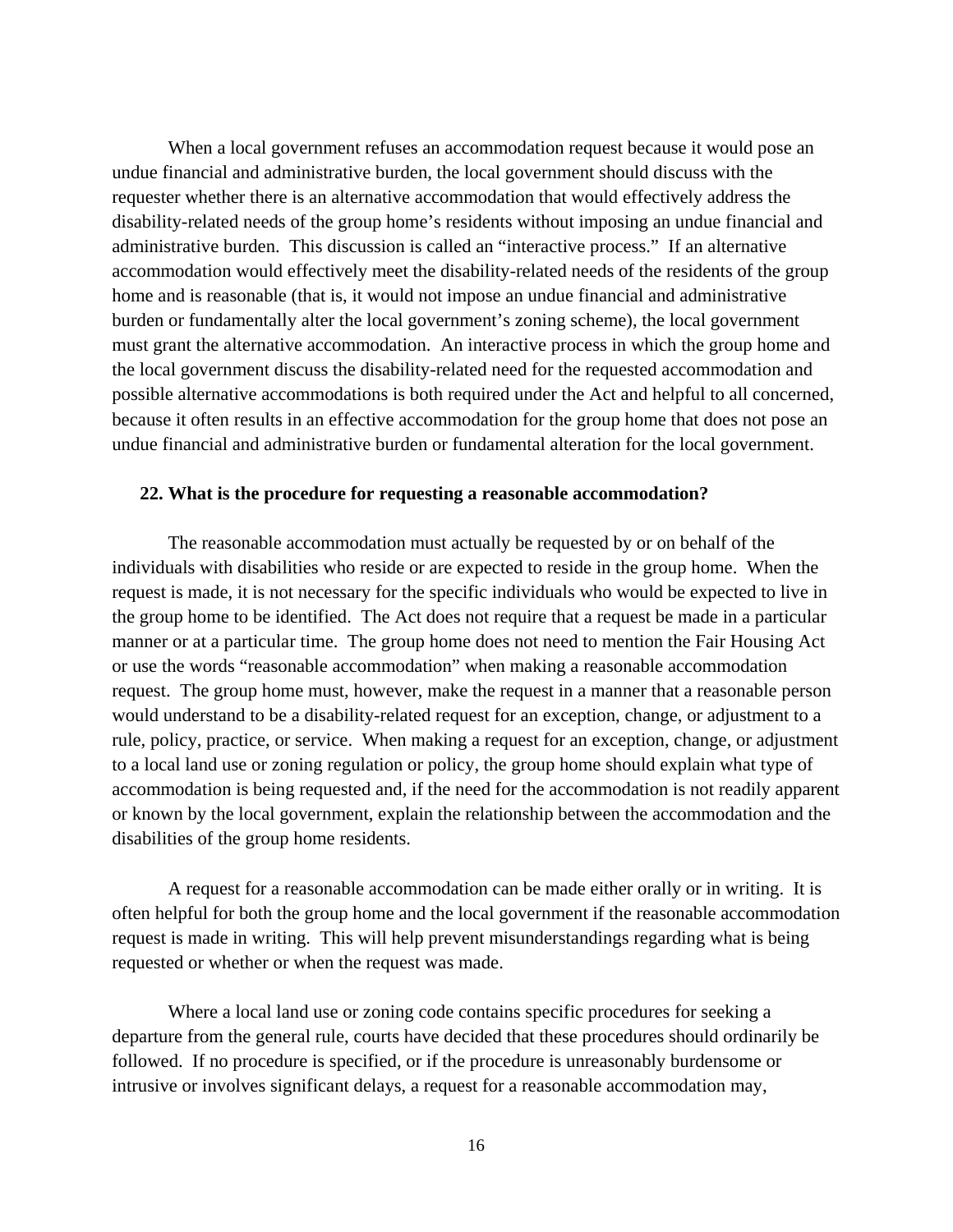When a local government refuses an accommodation request because it would pose an undue financial and administrative burden, the local government should discuss with the requester whether there is an alternative accommodation that would effectively address the disability-related needs of the group home's residents without imposing an undue financial and administrative burden. This discussion is called an "interactive process." If an alternative accommodation would effectively meet the disability-related needs of the residents of the group home and is reasonable (that is, it would not impose an undue financial and administrative burden or fundamentally alter the local government's zoning scheme), the local government must grant the alternative accommodation. An interactive process in which the group home and the local government discuss the disability-related need for the requested accommodation and possible alternative accommodations is both required under the Act and helpful to all concerned, because it often results in an effective accommodation for the group home that does not pose an undue financial and administrative burden or fundamental alteration for the local government.

**22. What is the procedure for requesting a reasonable accommodation?**

The reasonable accommodation must actually be requested by or on behalf of the individuals with disabilities who reside or are expected to reside in the group home. When the request is made, it is not necessary for the specific individuals who would be expected to live in the group home to be identified. The Act does not require that a request be made in a particular manner or at a particular time. The group home does not need to mention the Fair Housing Act or use the words "reasonable accommodation" when making a reasonable accommodation request. The group home must, however, make the request in a manner that a reasonable person would understand to be a disability-related request for an exception, change, or adjustment to a rule, policy, practice, or service. When making a request for an exception, change, or adjustment to a local land use or zoning regulation or policy, the group home should explain what type of accommodation is being requested and, if the need for the accommodation is not readily apparent or known by the local government, explain the relationship between the accommodation and the disabilities of the group home residents.

A request for a reasonable accommodation can be made either orally or in writing. It is often helpful for both the group home and the local government if the reasonable accommodation request is made in writing. This will help prevent misunderstandings regarding what is being requested or whether or when the request was made.

Where a local land use or zoning code contains specific procedures for seeking a departure from the general rule, courts have decided that these procedures should ordinarily be followed. If no procedure is specified, or if the procedure is unreasonably burdensome or intrusive or involves significant delays, a request for a reasonable accommodation may,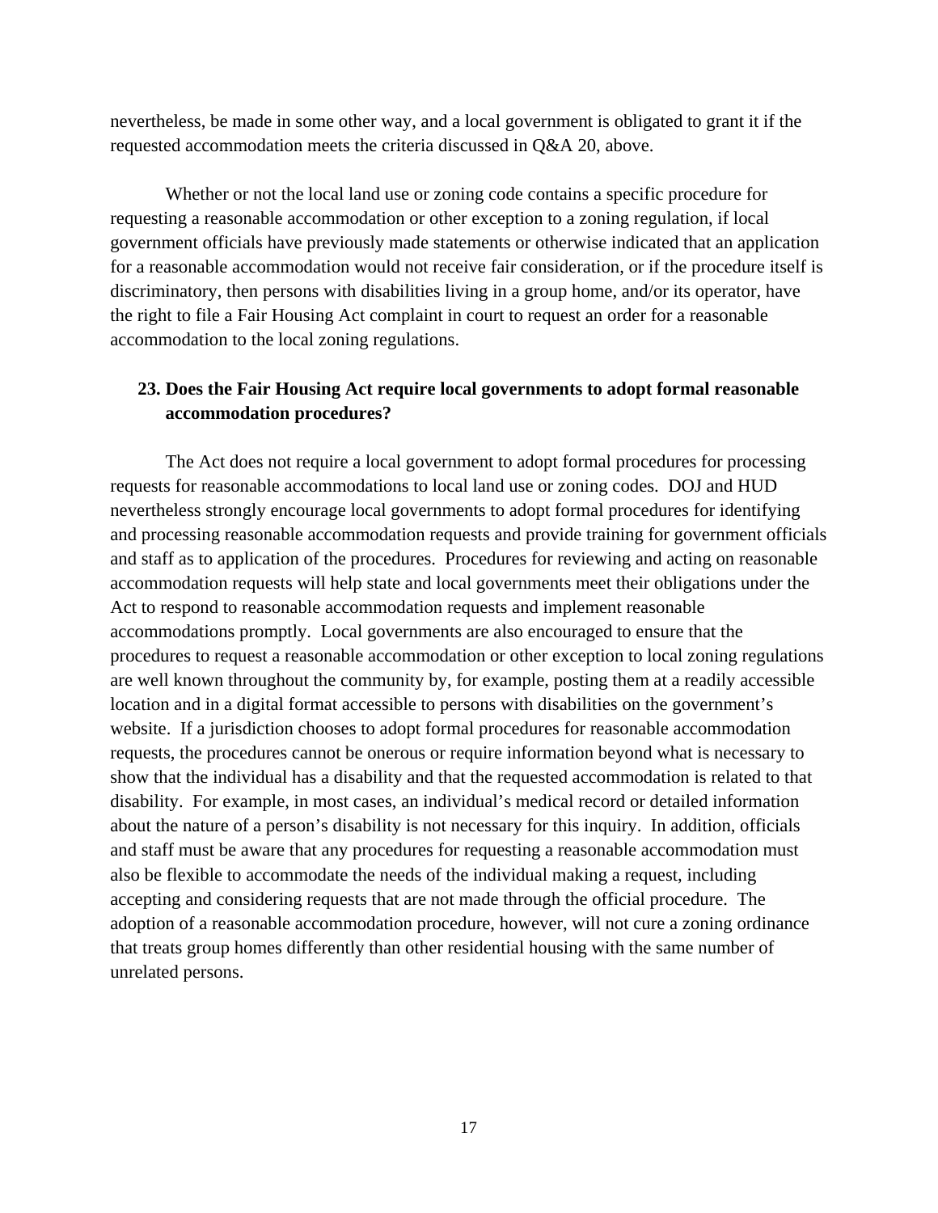nevertheless, be made in some other way, and a local government is obligated to grant it if the requested accommodation meets the criteria discussed in Q&A 20, above.

Whether or not the local land use or zoning code contains a specific procedure for requesting a reasonable accommodation or other exception to a zoning regulation, if local government officials have previously made statements or otherwise indicated that an application for a reasonable accommodation would not receive fair consideration, or if the procedure itself is discriminatory, then persons with disabilities living in a group home, and/or its operator, have the right to file a Fair Housing Act complaint in court to request an order for a reasonable accommodation to the local zoning regulations.

**23. Does the Fair Housing Act require local governments to adopt formal reasonable accommodation procedures?**

The Act does not require a local government to adopt formal procedures for processing requests for reasonable accommodations to local land use or zoning codes. DOJ and HUD nevertheless strongly encourage local governments to adopt formal procedures for identifying and processing reasonable accommodation requests and provide training for government officials and staff as to application of the procedures. Procedures for reviewing and acting on reasonable accommodation requests will help state and local governments meet their obligations under the Act to respond to reasonable accommodation requests and implement reasonable accommodations promptly. Local governments are also encouraged to ensure that the procedures to request a reasonable accommodation or other exception to local zoning regulations are well known throughout the community by, for example, posting them at a readily accessible location and in a digital format accessible to persons with disabilities on the government's website. If a jurisdiction chooses to adopt formal procedures for reasonable accommodation requests, the procedures cannot be onerous or require information beyond what is necessary to show that the individual has a disability and that the requested accommodation is related to that disability. For example, in most cases, an individual's medical record or detailed information about the nature of a person's disability is not necessary for this inquiry. In addition, officials and staff must be aware that any procedures for requesting a reasonable accommodation must also be flexible to accommodate the needs of the individual making a request, including accepting and considering requests that are not made through the official procedure. The adoption of a reasonable accommodation procedure, however, will not cure a zoning ordinance that treats group homes differently than other residential housing with the same number of unrelated persons.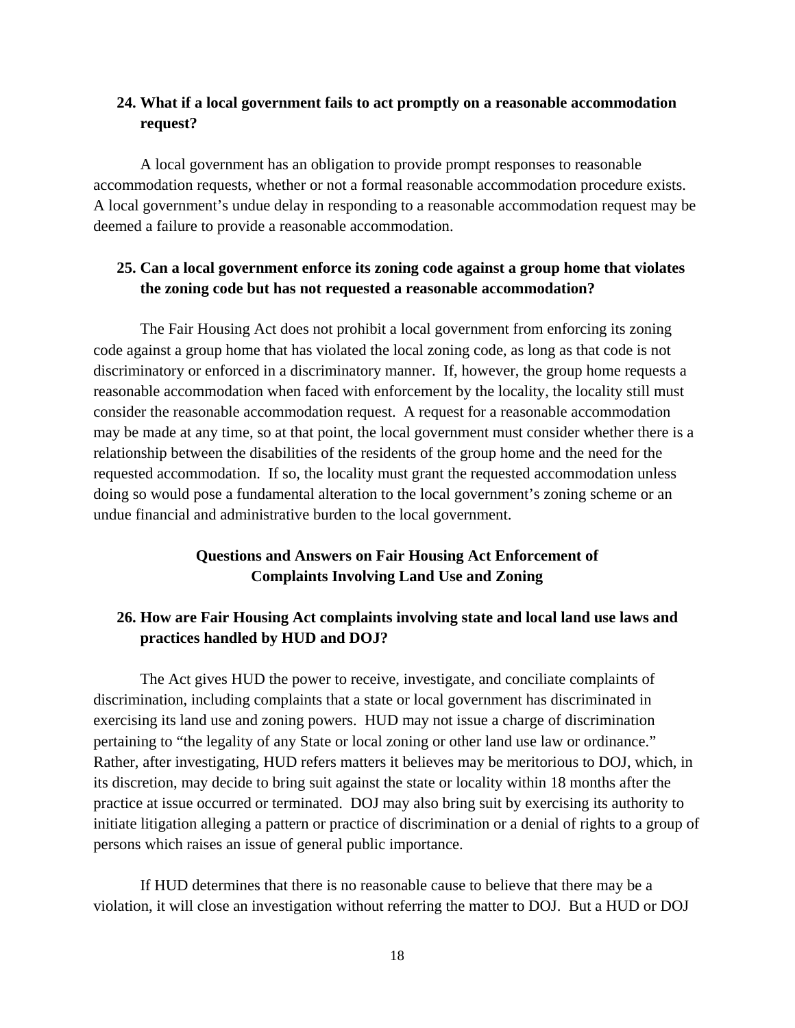## 24. What if a local government fails to act promptly on a reasonable accommodation request?

A local government has an obligation to provide prompt responses to reasonable accommodation requests, whether or not a formal reasonable accommodation procedure exists. A local government's undue delay in responding to a reasonable accommodation request may be deemed a failure to provide a reasonable accommodation.

## 25. Can a local government enforce its zoning code against a group home that violates the zoning code but has not requested a reasonable accommodation?

The Fair Housing Act does not prohibit a local government from enforcing its zoning code against a group home that has violated the local zoning code, as long as that code is not discriminatory or enforced in a discriminatory manner. If, however, the group home requests a reasonable accommodation when faced with enforcement by the locality, the locality still must consider the reasonable accommodation request. A request for a reasonable accommodation may be made at any time, so at that point, the local government must consider whether there is a relationship between the disabilities of the residents of the group home and the need for the requested accommodation. If so, the locality must grant the requested accommodation unless doing so would pose a fundamental alteration to the local government's zoning scheme or an undue financial and administrative burden to the local government.

# Questions and Answers on Fair Housing Act Enforcement of Complaints Involving Land Use and Zoning

## 26. How are Fair Housing Act complaints involving state and local land use laws and practices handled by HUD and DOJ?

The Act gives HUD the power to receive, investigate, and conciliate complaints of discrimination, including complaints that a state or local government has discriminated in exercising its land use and zoning powers. HUD may not issue a charge of discrimination pertaining to "the legality of any State or local zoning or other land use law or ordinance." Rather, after investigating, HUD refers matters it believes may be meritorious to DOJ, which, in its discretion, may decide to bring suit against the state or locality within 18 months after the practice at issue occurred or terminated. DOJ may also bring suit by exercising its authority to initiate litigation alleging a pattern or practice of discrimination or a denial of rights to a group of persons which raises an issue of general public importance.

If HUD determines that there is no reasonable cause to believe that there may be a violation, it will close an investigation without referring the matter to DOJ. But a HUD or DOJ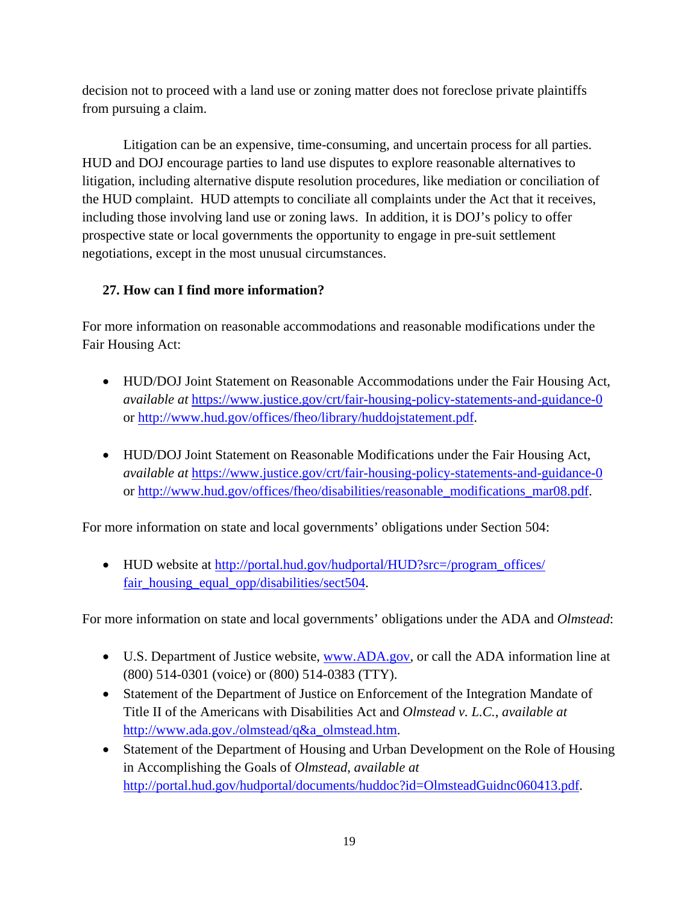decision not to proceed with a land use or zoning matter does not foreclose private plaintiffs from pursuing a claim.

Litigation can be an expensive, time-consuming, and uncertain process for all parties. HUD and DOJ encourage parties to land use disputes to explore reasonable alternatives to litigation, including alternative dispute resolution procedures, like mediation or conciliation of the HUD complaint. HUD attempts to conciliate all complaints under the Act that it receives, including those involving land use or zoning laws. In addition, it is DOJ's policy to offer prospective state or local governments the opportunity to engage in pre-suit settlement negotiations, except in the most unusual circumstances.

**27. How can I find more information?**

For more information on reasonable accommodations and reasonable modifications under the Fair Housing Act:

- HUD/DOJ Joint Statement on Reasonable Accommodations under the Fair Housing Act, *available at* https://www.justice.gov/crt/fair-housing-policy-statements-and-guidance-0 or http://www.hud.gov/offices/fheo/library/huddojstatement.pdf.

- HUD/DOJ Joint Statement on Reasonable Modifications under the Fair Housing Act, *available at* https://www.justice.gov/crt/fair-housing-policy-statements-and-guidance-0 or http://www.hud.gov/offices/fheo/disabilities/reasonable_modifications_mar08.pdf.

For more information on state and local governments' obligations under Section 504:

- HUD website at http://portal.hud.gov/hudportal/HUD?src=/program_offices/fair_housing_equal_opp/disabilities/sect504.

For more information on state and local governments' obligations under the ADA and *Olmstead*:

- U.S. Department of Justice website, www.ADA.gov, or call the ADA information line at (800) 514-0301 (voice) or (800) 514-0383 (TTY).
- Statement of the Department of Justice on Enforcement of the Integration Mandate of Title II of the Americans with Disabilities Act and *Olmstead v. L.C.*, *available at* http://www.ada.gov./olmstead/q&a_olmstead.htm.
- Statement of the Department of Housing and Urban Development on the Role of Housing in Accomplishing the Goals of *Olmstead*, *available at* http://portal.hud.gov/hudportal/documents/huddoc?id=OlmsteadGuidnc060413.pdf.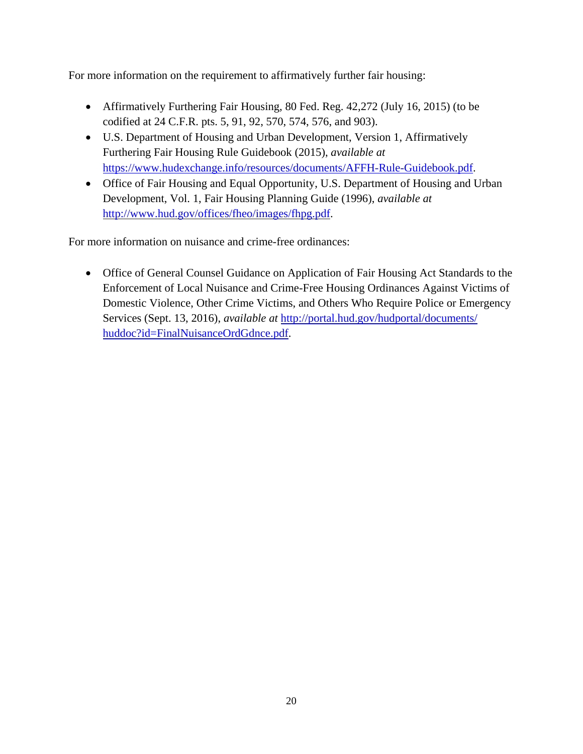For more information on the requirement to affirmatively further fair housing:

- Affirmatively Furthering Fair Housing, 80 Fed. Reg. 42,272 (July 16, 2015) (to be codified at 24 C.F.R. pts. 5, 91, 92, 570, 574, 576, and 903).
- U.S. Department of Housing and Urban Development, Version 1, Affirmatively Furthering Fair Housing Rule Guidebook (2015), *available at* https://www.hudexchange.info/resources/documents/AFFH-Rule-Guidebook.pdf.
- Office of Fair Housing and Equal Opportunity, U.S. Department of Housing and Urban Development, Vol. 1, Fair Housing Planning Guide (1996), *available at* http://www.hud.gov/offices/fheo/images/fhpg.pdf.

For more information on nuisance and crime-free ordinances:

- Office of General Counsel Guidance on Application of Fair Housing Act Standards to the Enforcement of Local Nuisance and Crime-Free Housing Ordinances Against Victims of Domestic Violence, Other Crime Victims, and Others Who Require Police or Emergency Services (Sept. 13, 2016), *available at* http://portal.hud.gov/hudportal/documents/huddoc?id=FinalNuisanceOrdGdnce.pdf.